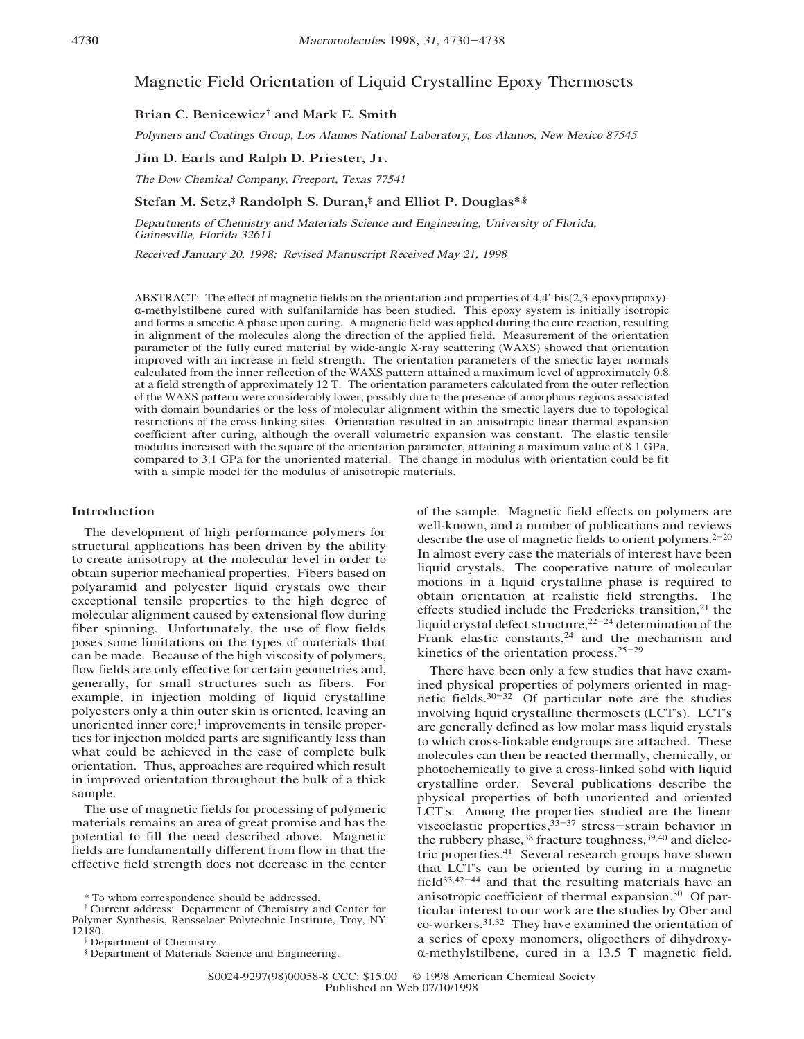# Magnetic Field Orientation of Liquid Crystalline Epoxy Thermosets

**Brian C. Benicewicz[†] and Mark E. Smith**

*Polymers and Coatings Group, Los Alamos National Laboratory, Los Alamos, New Mexico 87545*

**Jim D. Earls and Ralph D. Priester, Jr.**

*The Dow Chemical Company, Freeport, Texas 77541*

**Stefan M. Setz,[‡] Randolph S. Duran,[‡] and Elliot P. Douglas*[,§]**

*Departments of Chemistry and Materials Science and Engineering, University of Florida, Gainesville, Florida 32611*

*Received January 20, 1998; Revised Manuscript Received May 21, 1998*

ABSTRACT: The effect of magnetic fields on the orientation and properties of 4,4′-bis(2,3-epoxypropoxy)-α-methylstilbene cured with sulfanilamide has been studied. This epoxy system is initially isotropic and forms a smectic A phase upon curing. A magnetic field was applied during the cure reaction, resulting in alignment of the molecules along the direction of the applied field. Measurement of the orientation parameter of the fully cured material by wide-angle X-ray scattering (WAXS) showed that orientation improved with an increase in field strength. The orientation parameters of the smectic layer normals calculated from the inner reflection of the WAXS pattern attained a maximum level of approximately 0.8 at a field strength of approximately 12 T. The orientation parameters calculated from the outer reflection of the WAXS pattern were considerably lower, possibly due to the presence of amorphous regions associated with domain boundaries or the loss of molecular alignment within the smectic layers due to topological restrictions of the cross-linking sites. Orientation resulted in an anisotropic linear thermal expansion coefficient after curing, although the overall volumetric expansion was constant. The elastic tensile modulus increased with the square of the orientation parameter, attaining a maximum value of 8.1 GPa, compared to 3.1 GPa for the unoriented material. The change in modulus with orientation could be fit with a simple model for the modulus of anisotropic materials.

## Introduction

The development of high performance polymers for structural applications has been driven by the ability to create anisotropy at the molecular level in order to obtain superior mechanical properties. Fibers based on polyaramid and polyester liquid crystals owe their exceptional tensile properties to the high degree of molecular alignment caused by extensional flow during fiber spinning. Unfortunately, the use of flow fields poses some limitations on the types of materials that can be made. Because of the high viscosity of polymers, flow fields are only effective for certain geometries and, generally, for small structures such as fibers. For example, in injection molding of liquid crystalline polyesters only a thin outer skin is oriented, leaving an unoriented inner core;[1] improvements in tensile properties for injection molded parts are significantly less than what could be achieved in the case of complete bulk orientation. Thus, approaches are required which result in improved orientation throughout the bulk of a thick sample.

The use of magnetic fields for processing of polymeric materials remains an area of great promise and has the potential to fill the need described above. Magnetic fields are fundamentally different from flow in that the effective field strength does not decrease in the center of the sample. Magnetic field effects on polymers are well-known, and a number of publications and reviews describe the use of magnetic fields to orient polymers.[2−20] In almost every case the materials of interest have been liquid crystals. The cooperative nature of molecular motions in a liquid crystalline phase is required to obtain orientation at realistic field strengths. The effects studied include the Fredericks transition,[21] the liquid crystal defect structure,[22−24] determination of the Frank elastic constants,[24] and the mechanism and kinetics of the orientation process.[25−29]

There have been only a few studies that have examined physical properties of polymers oriented in magnetic fields.[30−32] Of particular note are the studies involving liquid crystalline thermosets (LCT's). LCT's are generally defined as low molar mass liquid crystals to which cross-linkable endgroups are attached. These molecules can then be reacted thermally, chemically, or photochemically to give a cross-linked solid with liquid crystalline order. Several publications describe the physical properties of both unoriented and oriented LCT's. Among the properties studied are the linear viscoelastic properties,[33−37] stress−strain behavior in the rubbery phase,[38] fracture toughness,[39,40] and dielectric properties.[41] Several research groups have shown that LCT's can be oriented by curing in a magnetic field[33,42−44] and that the resulting materials have an anisotropic coefficient of thermal expansion.[30] Of particular interest to our work are the studies by Ober and co-workers.[31,32] They have examined the orientation of a series of epoxy monomers, oligoethers of dihydroxy-α-methylstilbene, cured in a 13.5 T magnetic field.

\* To whom correspondence should be addressed.

† Current address: Department of Chemistry and Center for Polymer Synthesis, Rensselaer Polytechnic Institute, Troy, NY 12180.

‡ Department of Chemistry.

§ Department of Materials Science and Engineering.

S0024-9297(98)00058-8 CCC: $15.00 © 1998 American Chemical Society
Published on Web 07/10/1998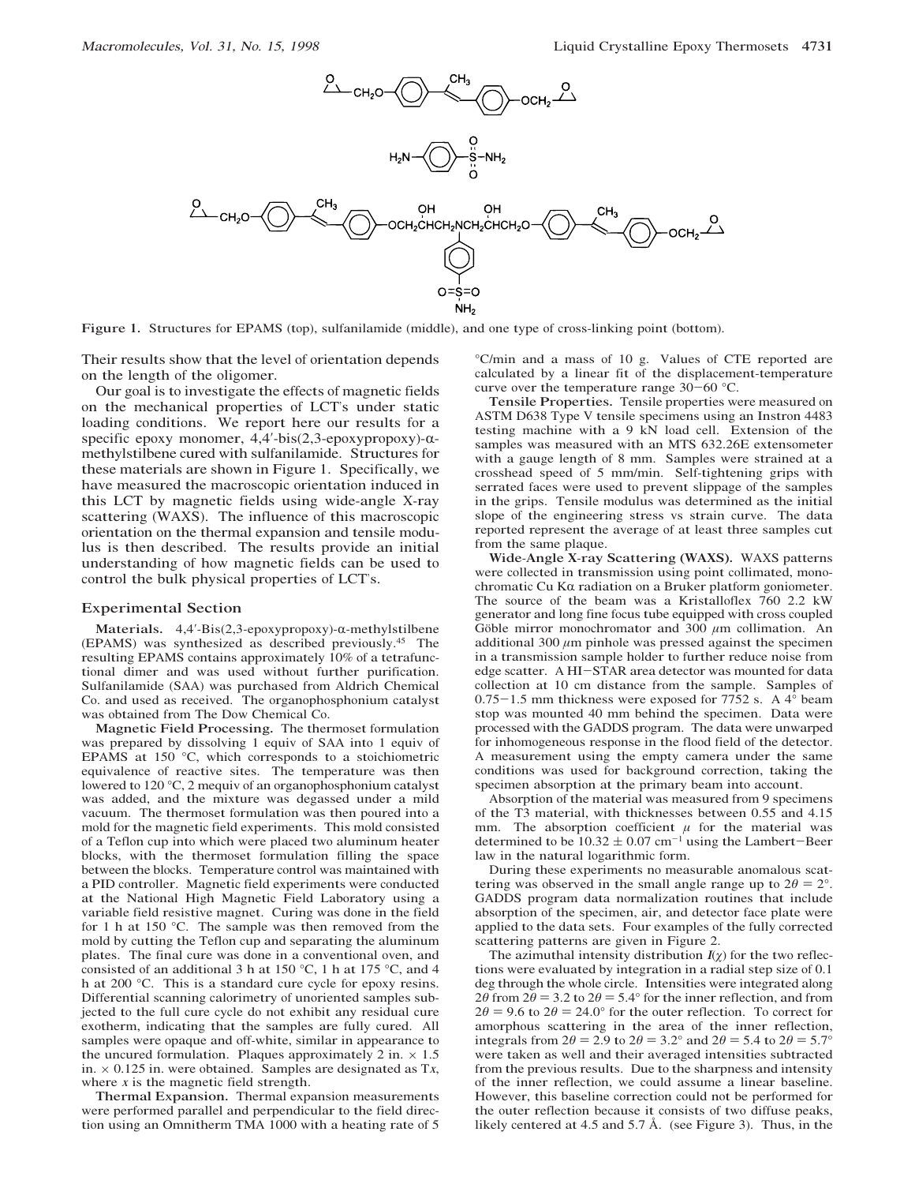Figure 1. Structures for EPAMS (top), sulfanilamide (middle), and one type of cross-linking point (bottom).

Their results show that the level of orientation depends on the length of the oligomer.

Our goal is to investigate the effects of magnetic fields on the mechanical properties of LCT's under static loading conditions. We report here our results for a specific epoxy monomer, 4,4′-bis(2,3-epoxypropoxy)-α-methylstilbene cured with sulfanilamide. Structures for these materials are shown in Figure 1. Specifically, we have measured the macroscopic orientation induced in this LCT by magnetic fields using wide-angle X-ray scattering (WAXS). The influence of this macroscopic orientation on the thermal expansion and tensile modulus is then described. The results provide an initial understanding of how magnetic fields can be used to control the bulk physical properties of LCT's.

## Experimental Section

**Materials.** 4,4′-Bis(2,3-epoxypropoxy)-α-methylstilbene (EPAMS) was synthesized as described previously.[45] The resulting EPAMS contains approximately 10% of a tetrafunctional dimer and was used without further purification. Sulfanilamide (SAA) was purchased from Aldrich Chemical Co. and used as received. The organophosphonium catalyst was obtained from The Dow Chemical Co.

**Magnetic Field Processing.** The thermoset formulation was prepared by dissolving 1 equiv of SAA into 1 equiv of EPAMS at 150 °C, which corresponds to a stoichiometric equivalence of reactive sites. The temperature was then lowered to 120 °C, 2 mequiv of an organophosphonium catalyst was added, and the mixture was degassed under a mild vacuum. The thermoset formulation was then poured into a mold for the magnetic field experiments. This mold consisted of a Teflon cup into which were placed two aluminum heater blocks, with the thermoset formulation filling the space between the blocks. Temperature control was maintained with a PID controller. Magnetic field experiments were conducted at the National High Magnetic Field Laboratory using a variable field resistive magnet. Curing was done in the field for 1 h at 150 °C. The sample was then removed from the mold by cutting the Teflon cup and separating the aluminum plates. The final cure was done in a conventional oven, and consisted of an additional 3 h at 150 °C, 1 h at 175 °C, and 4 h at 200 °C. This is a standard cure cycle for epoxy resins. Differential scanning calorimetry of unoriented samples subjected to the full cure cycle do not exhibit any residual cure exotherm, indicating that the samples are fully cured. All samples were opaque and off-white, similar in appearance to the uncured formulation. Plaques approximately 2 in. × 1.5 in. × 0.125 in. were obtained. Samples are designated as T*x*, where *x* is the magnetic field strength.

**Thermal Expansion.** Thermal expansion measurements were performed parallel and perpendicular to the field direction using an Omnitherm TMA 1000 with a heating rate of 5 °C/min and a mass of 10 g. Values of CTE reported are calculated by a linear fit of the displacement-temperature curve over the temperature range 30–60 °C.

**Tensile Properties.** Tensile properties were measured on ASTM D638 Type V tensile specimens using an Instron 4483 testing machine with a 9 kN load cell. Extension of the samples was measured with an MTS 632.26E extensometer with a gauge length of 8 mm. Samples were strained at a crosshead speed of 5 mm/min. Self-tightening grips with serrated faces were used to prevent slippage of the samples in the grips. Tensile modulus was determined as the initial slope of the engineering stress vs strain curve. The data reported represent the average of at least three samples cut from the same plaque.

**Wide-Angle X-ray Scattering (WAXS).** WAXS patterns were collected in transmission using point collimated, monochromatic Cu Kα radiation on a Bruker platform goniometer. The source of the beam was a Kristalloflex 760 2.2 kW generator and long fine focus tube equipped with cross coupled Göble mirror monochromator and 300 μm collimation. An additional 300 μm pinhole was pressed against the specimen in a transmission sample holder to further reduce noise from edge scatter. A HI–STAR area detector was mounted for data collection at 10 cm distance from the sample. Samples of 0.75–1.5 mm thickness were exposed for 7752 s. A 4° beam stop was mounted 40 mm behind the specimen. Data were processed with the GADDS program. The data were unwarped for inhomogeneous response in the flood field of the detector. A measurement using the empty camera under the same conditions was used for background correction, taking the specimen absorption at the primary beam into account.

Absorption of the material was measured from 9 specimens of the T3 material, with thicknesses between 0.55 and 4.15 mm. The absorption coefficient $\mu$ for the material was determined to be $10.32 \pm 0.07$ cm$^{-1}$ using the Lambert–Beer law in the natural logarithmic form.

During these experiments no measurable anomalous scattering was observed in the small angle range up to $2\theta = 2°$. GADDS program data normalization routines that include absorption of the specimen, air, and detector face plate were applied to the data sets. Four examples of the fully corrected scattering patterns are given in Figure 2.

The azimuthal intensity distribution $I(\chi)$ for the two reflections were evaluated by integration in a radial step size of 0.1 deg through the whole circle. Intensities were integrated along $2\theta$ from $2\theta = 3.2$ to $2\theta = 5.4°$ for the inner reflection, and from $2\theta = 9.6$ to $2\theta = 24.0°$ for the outer reflection. To correct for amorphous scattering in the area of the inner reflection, integrals from $2\theta = 2.9$ to $2\theta = 3.2°$ and $2\theta = 5.4$ to $2\theta = 5.7°$ were taken as well and their averaged intensities subtracted from the previous results. Due to the sharpness and intensity of the inner reflection, we could assume a linear baseline. However, this baseline correction could not be performed for the outer reflection because it consists of two diffuse peaks, likely centered at 4.5 and 5.7 Å. (see Figure 3). Thus, in the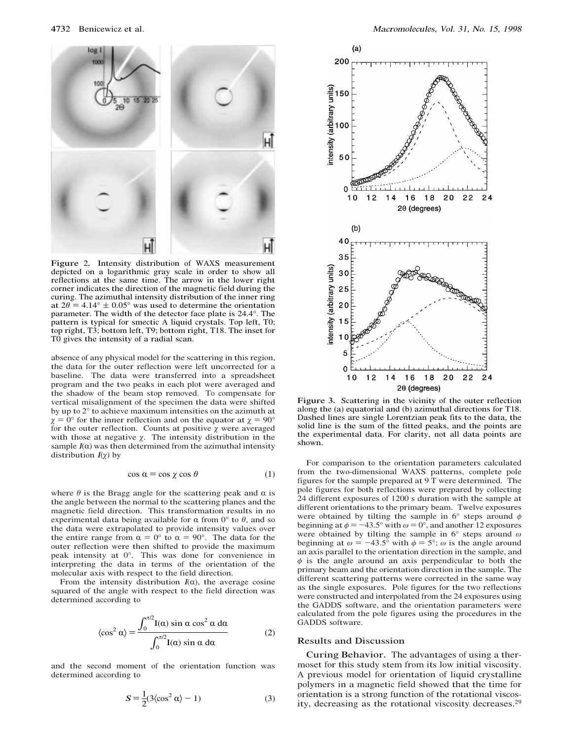Figure 2. Intensity distribution of WAXS measurement depicted on a logarithmic gray scale in order to show all reflections at the same time. The arrow in the lower right corner indicates the direction of the magnetic field during the curing. The azimuthal intensity distribution of the inner ring at $2\theta = 4.14° \pm 0.05°$ was used to determine the orientation parameter. The width of the detector face plate is 24.4°. The pattern is typical for smectic A liquid crystals. Top left, T0; top right, T3; bottom left, T9; bottom right, T18. The inset for T0 gives the intensity of a radial scan.

absence of any physical model for the scattering in this region, the data for the outer reflection were left uncorrected for a baseline. The data were transferred into a spreadsheet program and the two peaks in each plot were averaged and the shadow of the beam stop removed. To compensate for vertical misalignment of the specimen the data were shifted by up to 2° to achieve maximum intensities on the azimuth at $\chi = 0°$ for the inner reflection and on the equator at $\chi = 90°$ for the outer reflection. Counts at positive $\chi$ were averaged with those at negative $\chi$. The intensity distribution in the sample $I(\alpha)$ was then determined from the azimuthal intensity distribution $I(\chi)$ by

$$\cos \alpha = \cos \chi \cos \theta \tag{1}$$

where $\theta$ is the Bragg angle for the scattering peak and $\alpha$ is the angle between the normal to the scattering planes and the magnetic field direction. This transformation results in no experimental data being available for $\alpha$ from 0° to $\theta$, and so the data were extrapolated to provide intensity values over the entire range from $\alpha = 0°$ to $\alpha = 90°$. The data for the outer reflection were then shifted to provide the maximum peak intensity at 0°. This was done for convenience in interpreting the data in terms of the orientation of the molecular axis with respect to the field direction.

From the intensity distribution $I(\alpha)$, the average cosine squared of the angle with respect to the field direction was determined according to

$$\langle \cos^2 \alpha \rangle = \frac{\int_0^{\pi/2} I(\alpha) \sin \alpha \cos^2 \alpha \, d\alpha}{\int_0^{\pi/2} I(\alpha) \sin \alpha \, d\alpha} \tag{2}$$

and the second moment of the orientation function was determined according to

$$S = \frac{1}{2}(3\langle \cos^2 \alpha \rangle - 1) \tag{3}$$

Figure 3. Scattering in the vicinity of the outer reflection along the (a) equatorial and (b) azimuthal directions for T18. Dashed lines are single Lorentzian peak fits to the data, the solid line is the sum of the fitted peaks, and the points are the experimental data. For clarity, not all data points are shown.

For comparison to the orientation parameters calculated from the two-dimensional WAXS patterns, complete pole figures for the sample prepared at 9 T were determined. The pole figures for both reflections were prepared by collecting 24 different exposures of 1200 s duration with the sample at different orientations to the primary beam. Twelve exposures were obtained by tilting the sample in 6° steps around $\phi$ beginning at $\phi = -43.5°$ with $\omega = 0°$, and another 12 exposures were obtained by tilting the sample in 6° steps around $\omega$ beginning at $\omega = -43.5°$ with $\phi = 5°$; $\omega$ is the angle around an axis parallel to the orientation direction in the sample, and $\phi$ is the angle around an axis perpendicular to both the primary beam and the orientation direction in the sample. The different scattering patterns were corrected in the same way as the single exposures. Pole figures for the two reflections were constructed and interpolated from the 24 exposures using the GADDS software, and the orientation parameters were calculated from the pole figures using the procedures in the GADDS software.

## Results and Discussion

**Curing Behavior.** The advantages of using a thermoset for this study stem from its low initial viscosity. A previous model for orientation of liquid crystalline polymers in a magnetic field showed that the time for orientation is a strong function of the rotational viscosity, decreasing as the rotational viscosity decreases.[29]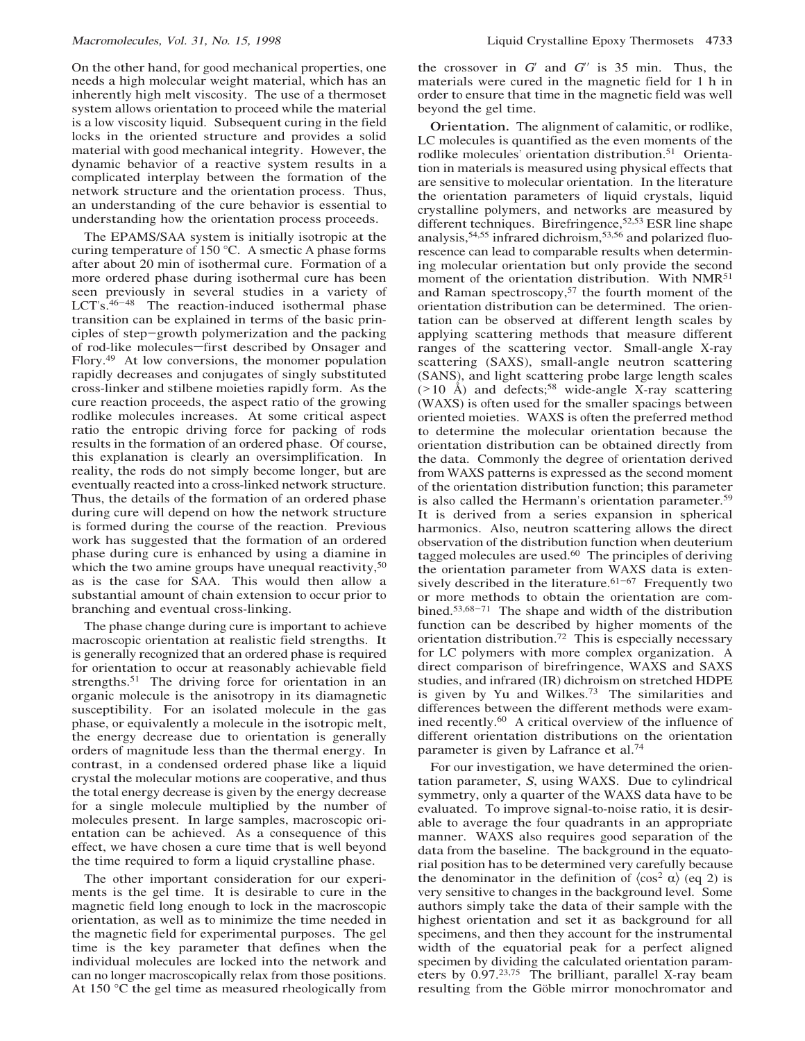On the other hand, for good mechanical properties, one needs a high molecular weight material, which has an inherently high melt viscosity. The use of a thermoset system allows orientation to proceed while the material is a low viscosity liquid. Subsequent curing in the field locks in the oriented structure and provides a solid material with good mechanical integrity. However, the dynamic behavior of a reactive system results in a complicated interplay between the formation of the network structure and the orientation process. Thus, an understanding of the cure behavior is essential to understanding how the orientation process proceeds.

The EPAMS/SAA system is initially isotropic at the curing temperature of 150 °C. A smectic A phase forms after about 20 min of isothermal cure. Formation of a more ordered phase during isothermal cure has been seen previously in several studies in a variety of LCT's.[46-48] The reaction-induced isothermal phase transition can be explained in terms of the basic principles of step-growth polymerization and the packing of rod-like molecules—first described by Onsager and Flory.[49] At low conversions, the monomer population rapidly decreases and conjugates of singly substituted cross-linker and stilbene moieties rapidly form. As the cure reaction proceeds, the aspect ratio of the growing rodlike molecules increases. At some critical aspect ratio the entropic driving force for packing of rods results in the formation of an ordered phase. Of course, this explanation is clearly an oversimplification. In reality, the rods do not simply become longer, but are eventually reacted into a cross-linked network structure. Thus, the details of the formation of an ordered phase during cure will depend on how the network structure is formed during the course of the reaction. Previous work has suggested that the formation of an ordered phase during cure is enhanced by using a diamine in which the two amine groups have unequal reactivity,[50] as is the case for SAA. This would then allow a substantial amount of chain extension to occur prior to branching and eventual cross-linking.

The phase change during cure is important to achieve macroscopic orientation at realistic field strengths. It is generally recognized that an ordered phase is required for orientation to occur at reasonably achievable field strengths.[51] The driving force for orientation in an organic molecule is the anisotropy in its diamagnetic susceptibility. For an isolated molecule in the gas phase, or equivalently a molecule in the isotropic melt, the energy decrease due to orientation is generally orders of magnitude less than the thermal energy. In contrast, in a condensed ordered phase like a liquid crystal the molecular motions are cooperative, and thus the total energy decrease is given by the energy decrease for a single molecule multiplied by the number of molecules present. In large samples, macroscopic orientation can be achieved. As a consequence of this effect, we have chosen a cure time that is well beyond the time required to form a liquid crystalline phase.

The other important consideration for our experiments is the gel time. It is desirable to cure in the magnetic field long enough to lock in the macroscopic orientation, as well as to minimize the time needed in the magnetic field for experimental purposes. The gel time is the key parameter that defines when the individual molecules are locked into the network and can no longer macroscopically relax from those positions. At 150 °C the gel time as measured rheologically from the crossover in $G'$ and $G''$ is 35 min. Thus, the materials were cured in the magnetic field for 1 h in order to ensure that time in the magnetic field was well beyond the gel time.

**Orientation.** The alignment of calamitic, or rodlike, LC molecules is quantified as the even moments of the rodlike molecules' orientation distribution.[51] Orientation in materials is measured using physical effects that are sensitive to molecular orientation. In the literature the orientation parameters of liquid crystals, liquid crystalline polymers, and networks are measured by different techniques. Birefringence,[52,53] ESR line shape analysis,[54,55] infrared dichroism,[53,56] and polarized fluorescence can lead to comparable results when determining molecular orientation but only provide the second moment of the orientation distribution. With NMR[51] and Raman spectroscopy,[57] the fourth moment of the orientation distribution can be determined. The orientation can be observed at different length scales by applying scattering methods that measure different ranges of the scattering vector. Small-angle X-ray scattering (SAXS), small-angle neutron scattering (SANS), and light scattering probe large length scales (>10 Å) and defects;[58] wide-angle X-ray scattering (WAXS) is often used for the smaller spacings between oriented moieties. WAXS is often the preferred method to determine the molecular orientation because the orientation distribution can be obtained directly from the data. Commonly the degree of orientation derived from WAXS patterns is expressed as the second moment of the orientation distribution; this parameter is also called the Hermann's orientation parameter.[59] It is derived from a series expansion in spherical harmonics. Also, neutron scattering allows the direct observation of the distribution function when deuterium tagged molecules are used.[60] The principles of deriving the orientation parameter from WAXS data is extensively described in the literature.[61-67] Frequently two or more methods to obtain the orientation are combined.[53,68-71] The shape and width of the distribution function can be described by higher moments of the orientation distribution.[72] This is especially necessary for LC polymers with more complex organization. A direct comparison of birefringence, WAXS and SAXS studies, and infrared (IR) dichroism on stretched HDPE is given by Yu and Wilkes.[73] The similarities and differences between the different methods were examined recently.[60] A critical overview of the influence of different orientation distributions on the orientation parameter is given by Lafrance et al.[74]

For our investigation, we have determined the orientation parameter, $S$, using WAXS. Due to cylindrical symmetry, only a quarter of the WAXS data have to be evaluated. To improve signal-to-noise ratio, it is desirable to average the four quadrants in an appropriate manner. WAXS also requires good separation of the data from the baseline. The background in the equatorial position has to be determined very carefully because the denominator in the definition of $\langle \cos^2 \alpha \rangle$ (eq 2) is very sensitive to changes in the background level. Some authors simply take the data of their sample with the highest orientation and set it as background for all specimens, and then they account for the instrumental width of the equatorial peak for a perfect aligned specimen by dividing the calculated orientation parameters by 0.97.[23,75] The brilliant, parallel X-ray beam resulting from the Göble mirror monochromator and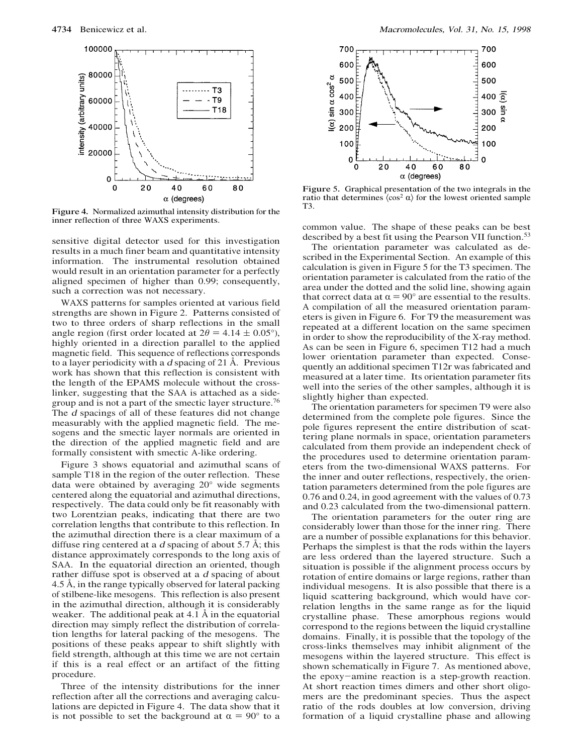Figure 4. Normalized azimuthal intensity distribution for the inner reflection of three WAXS experiments.

sensitive digital detector used for this investigation results in a much finer beam and quantitative intensity information. The instrumental resolution obtained would result in an orientation parameter for a perfectly aligned specimen of higher than 0.99; consequently, such a correction was not necessary.

WAXS patterns for samples oriented at various field strengths are shown in Figure 2. Patterns consisted of two to three orders of sharp reflections in the small angle region (first order located at $2\theta = 4.14 \pm 0.05°$), highly oriented in a direction parallel to the applied magnetic field. This sequence of reflections corresponds to a layer periodicity with a *d* spacing of 21 Å. Previous work has shown that this reflection is consistent with the length of the EPAMS molecule without the cross-linker, suggesting that the SAA is attached as a side-group and is not a part of the smectic layer structure.[76] The *d* spacings of all of these features did not change measurably with the applied magnetic field. The mesogens and the smectic layer normals are oriented in the direction of the applied magnetic field and are formally consistent with smectic A-like ordering.

Figure 3 shows equatorial and azimuthal scans of sample T18 in the region of the outer reflection. These data were obtained by averaging 20° wide segments centered along the equatorial and azimuthal directions, respectively. The data could only be fit reasonably with two Lorentzian peaks, indicating that there are two correlation lengths that contribute to this reflection. In the azimuthal direction there is a clear maximum of a diffuse ring centered at a *d* spacing of about 5.7 Å; this distance approximately corresponds to the long axis of SAA. In the equatorial direction an oriented, though rather diffuse spot is observed at a *d* spacing of about 4.5 Å, in the range typically observed for lateral packing of stilbene-like mesogens. This reflection is also present in the azimuthal direction, although it is considerably weaker. The additional peak at 4.1 Å in the equatorial direction may simply reflect the distribution of correlation lengths for lateral packing of the mesogens. The positions of these peaks appear to shift slightly with field strength, although at this time we are not certain if this is a real effect or an artifact of the fitting procedure.

Three of the intensity distributions for the inner reflection after all the corrections and averaging calculations are depicted in Figure 4. The data show that it is not possible to set the background at $\alpha = 90°$ to a common value. The shape of these peaks can be best described by a best fit using the Pearson VII function.[53]

Figure 5. Graphical presentation of the two integrals in the ratio that determines $\langle \cos^2 \alpha \rangle$ for the lowest oriented sample T3.

The orientation parameter was calculated as described in the Experimental Section. An example of this calculation is given in Figure 5 for the T3 specimen. The orientation parameter is calculated from the ratio of the area under the dotted and the solid line, showing again that correct data at $\alpha = 90°$ are essential to the results. A compilation of all the measured orientation parameters is given in Figure 6. For T9 the measurement was repeated at a different location on the same specimen in order to show the reproducibility of the X-ray method. As can be seen in Figure 6, specimen T12 had a much lower orientation parameter than expected. Consequently an additional specimen T12r was fabricated and measured at a later time. Its orientation parameter fits well into the series of the other samples, although it is slightly higher than expected.

The orientation parameters for specimen T9 were also determined from the complete pole figures. Since the pole figures represent the entire distribution of scattering plane normals in space, orientation parameters calculated from them provide an independent check of the procedures used to determine orientation parameters from the two-dimensional WAXS patterns. For the inner and outer reflections, respectively, the orientation parameters determined from the pole figures are 0.76 and 0.24, in good agreement with the values of 0.73 and 0.23 calculated from the two-dimensional pattern.

The orientation parameters for the outer ring are considerably lower than those for the inner ring. There are a number of possible explanations for this behavior. Perhaps the simplest is that the rods within the layers are less ordered than the layered structure. Such a situation is possible if the alignment process occurs by rotation of entire domains or large regions, rather than individual mesogens. It is also possible that there is a liquid scattering background, which would have correlation lengths in the same range as for the liquid crystalline phase. These amorphous regions would correspond to the regions between the liquid crystalline domains. Finally, it is possible that the topology of the cross-links themselves may inhibit alignment of the mesogens within the layered structure. This effect is shown schematically in Figure 7. As mentioned above, the epoxy–amine reaction is a step-growth reaction. At short reaction times dimers and other short oligomers are the predominant species. Thus the aspect ratio of the rods doubles at low conversion, driving formation of a liquid crystalline phase and allowing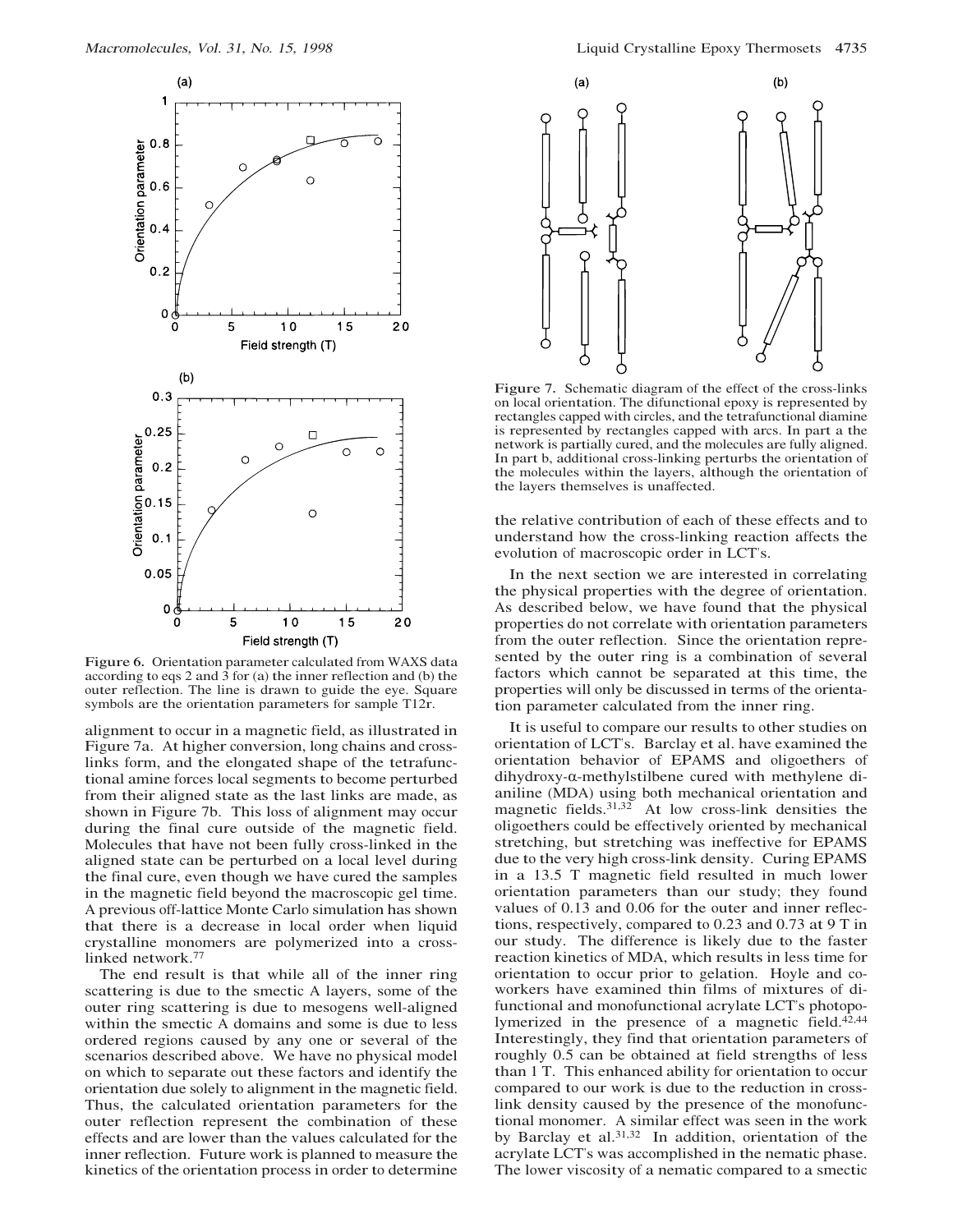(a)

Orientation parameter

1
0.8
0.6
0.4
0.2
0

0 5 10 15 20

Field strength (T)

(b)

Orientation parameter

0.3
0.25
0.2
0.15
0.1
0.05
0

0 5 10 15 20

Field strength (T)

**Figure 6.** Orientation parameter calculated from WAXS data according to eqs 2 and 3 for (a) the inner reflection and (b) the outer reflection. The line is drawn to guide the eye. Square symbols are the orientation parameters for sample T12r.

alignment to occur in a magnetic field, as illustrated in Figure 7a. At higher conversion, long chains and cross-links form, and the elongated shape of the tetrafunctional amine forces local segments to become perturbed from their aligned state as the last links are made, as shown in Figure 7b. This loss of alignment may occur during the final cure outside of the magnetic field. Molecules that have not been fully cross-linked in the aligned state can be perturbed on a local level during the final cure, even though we have cured the samples in the magnetic field beyond the macroscopic gel time. A previous off-lattice Monte Carlo simulation has shown that there is a decrease in local order when liquid crystalline monomers are polymerized into a cross-linked network.[77]

The end result is that while all of the inner ring scattering is due to the smectic A layers, some of the outer ring scattering is due to mesogens well-aligned within the smectic A domains and some is due to less ordered regions caused by any one or several of the scenarios described above. We have no physical model on which to separate out these factors and identify the orientation due solely to alignment in the magnetic field. Thus, the calculated orientation parameters for the outer reflection represent the combination of these effects and are lower than the values calculated for the inner reflection. Future work is planned to measure the kinetics of the orientation process in order to determine the relative contribution of each of these effects and to understand how the cross-linking reaction affects the evolution of macroscopic order in LCT's.

(a) (b)

**Figure 7.** Schematic diagram of the effect of the cross-links on local orientation. The difunctional epoxy is represented by rectangles capped with circles, and the tetrafunctional diamine is represented by rectangles capped with arcs. In part a the network is partially cured, and the molecules are fully aligned. In part b, additional cross-linking perturbs the orientation of the molecules within the layers, although the orientation of the layers themselves is unaffected.

In the next section we are interested in correlating the physical properties with the degree of orientation. As described below, we have found that the physical properties do not correlate with orientation parameters from the outer reflection. Since the orientation represented by the outer ring is a combination of several factors which cannot be separated at this time, the properties will only be discussed in terms of the orientation parameter calculated from the inner ring.

It is useful to compare our results to other studies on orientation of LCT's. Barclay et al. have examined the orientation behavior of EPAMS and oligoethers of dihydroxy-α-methylstilbene cured with methylene dianiline (MDA) using both mechanical orientation and magnetic fields.[31,32] At low cross-link densities the oligoethers could be effectively oriented by mechanical stretching, but stretching was ineffective for EPAMS due to the very high cross-link density. Curing EPAMS in a 13.5 T magnetic field resulted in much lower orientation parameters than our study; they found values of 0.13 and 0.06 for the outer and inner reflections, respectively, compared to 0.23 and 0.73 at 9 T in our study. The difference is likely due to the faster reaction kinetics of MDA, which results in less time for orientation to occur prior to gelation. Hoyle and coworkers have examined thin films of mixtures of difunctional and monofunctional acrylate LCT's photopolymerized in the presence of a magnetic field.[42,44] Interestingly, they find that orientation parameters of roughly 0.5 can be obtained at field strengths of less than 1 T. This enhanced ability for orientation to occur compared to our work is due to the reduction in cross-link density caused by the presence of the monofunctional monomer. A similar effect was seen in the work by Barclay et al.[31,32] In addition, orientation of the acrylate LCT's was accomplished in the nematic phase. The lower viscosity of a nematic compared to a smectic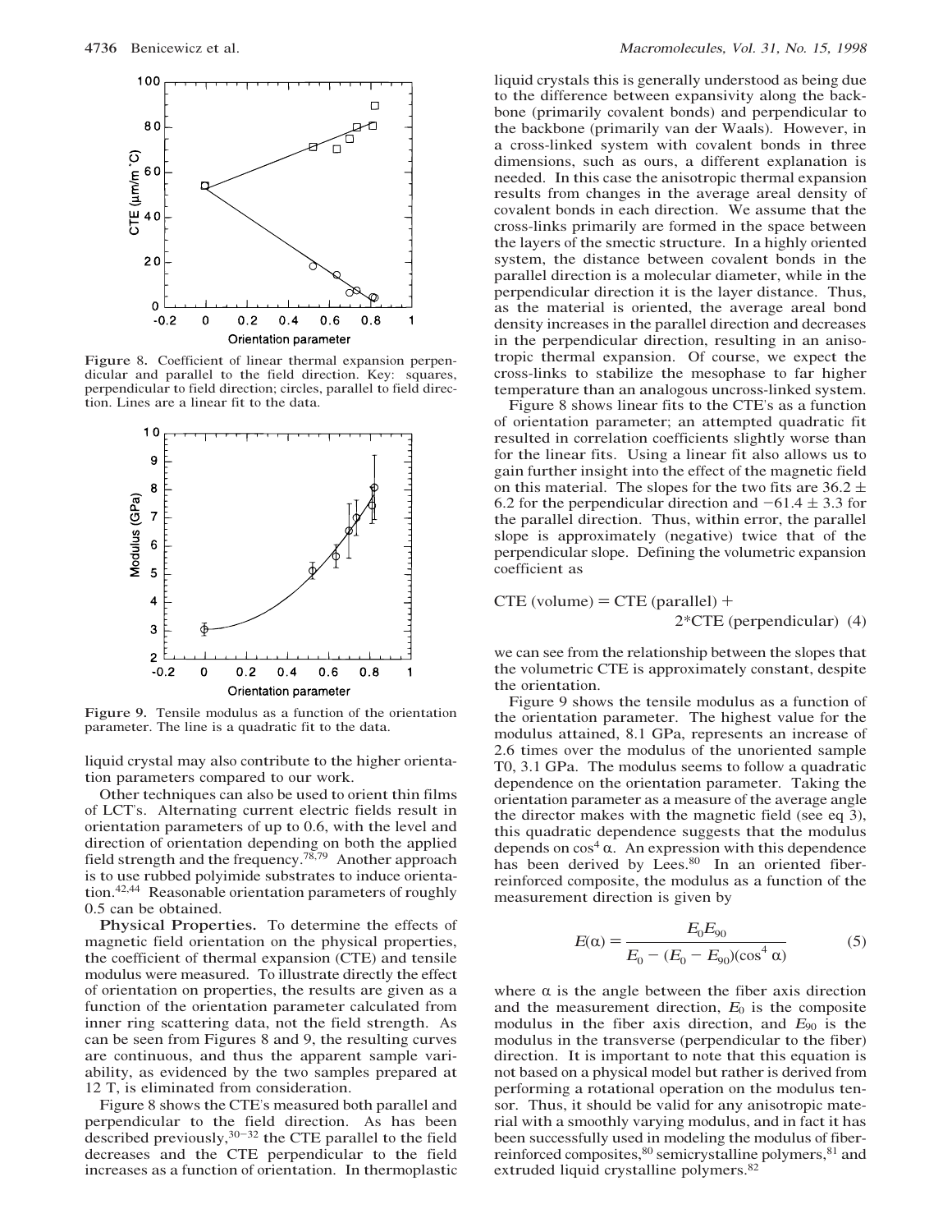Figure 8. Coefficient of linear thermal expansion perpendicular and parallel to the field direction. Key: squares, perpendicular to field direction; circles, parallel to field direction. Lines are a linear fit to the data.

Figure 9. Tensile modulus as a function of the orientation parameter. The line is a quadratic fit to the data.

liquid crystal may also contribute to the higher orientation parameters compared to our work.

Other techniques can also be used to orient thin films of LCT's. Alternating current electric fields result in orientation parameters of up to 0.6, with the level and direction of orientation depending on both the applied field strength and the frequency.[78,79] Another approach is to use rubbed polyimide substrates to induce orientation.[42,44] Reasonable orientation parameters of roughly 0.5 can be obtained.

**Physical Properties.** To determine the effects of magnetic field orientation on the physical properties, the coefficient of thermal expansion (CTE) and tensile modulus were measured. To illustrate directly the effect of orientation on properties, the results are given as a function of the orientation parameter calculated from inner ring scattering data, not the field strength. As can be seen from Figures 8 and 9, the resulting curves are continuous, and thus the apparent sample variability, as evidenced by the two samples prepared at 12 T, is eliminated from consideration.

Figure 8 shows the CTE's measured both parallel and perpendicular to the field direction. As has been described previously,[30-32] the CTE parallel to the field decreases and the CTE perpendicular to the field increases as a function of orientation. In thermoplastic liquid crystals this is generally understood as being due to the difference between expansivity along the backbone (primarily covalent bonds) and perpendicular to the backbone (primarily van der Waals). However, in a cross-linked system with covalent bonds in three dimensions, such as ours, a different explanation is needed. In this case the anisotropic thermal expansion results from changes in the average areal density of covalent bonds in each direction. We assume that the cross-links primarily are formed in the space between the layers of the smectic structure. In a highly oriented system, the distance between covalent bonds in the parallel direction is a molecular diameter, while in the perpendicular direction it is the layer distance. Thus, as the material is oriented, the average areal bond density increases in the parallel direction and decreases in the perpendicular direction, resulting in an anisotropic thermal expansion. Of course, we expect the cross-links to stabilize the mesophase to far higher temperature than an analogous uncross-linked system.

Figure 8 shows linear fits to the CTE's as a function of orientation parameter; an attempted quadratic fit resulted in correlation coefficients slightly worse than for the linear fits. Using a linear fit also allows us to gain further insight into the effect of the magnetic field on this material. The slopes for the two fits are $36.2 \pm 6.2$ for the perpendicular direction and $-61.4 \pm 3.3$ for the parallel direction. Thus, within error, the parallel slope is approximately (negative) twice that of the perpendicular slope. Defining the volumetric expansion coefficient as

$$\text{CTE (volume)} = \text{CTE (parallel)} + 2{*}\text{CTE (perpendicular)} \quad (4)$$

we can see from the relationship between the slopes that the volumetric CTE is approximately constant, despite the orientation.

Figure 9 shows the tensile modulus as a function of the orientation parameter. The highest value for the modulus attained, 8.1 GPa, represents an increase of 2.6 times over the modulus of the unoriented sample T0, 3.1 GPa. The modulus seems to follow a quadratic dependence on the orientation parameter. Taking the orientation parameter as a measure of the average angle the director makes with the magnetic field (see eq 3), this quadratic dependence suggests that the modulus depends on $\cos^4 \alpha$. An expression with this dependence has been derived by Lees.[80] In an oriented fiber-reinforced composite, the modulus as a function of the measurement direction is given by

$$E(\alpha) = \frac{E_0 E_{90}}{E_0 - (E_0 - E_{90})(\cos^4 \alpha)} \quad (5)$$

where $\alpha$ is the angle between the fiber axis direction and the measurement direction, $E_0$ is the composite modulus in the fiber axis direction, and $E_{90}$ is the modulus in the transverse (perpendicular to the fiber) direction. It is important to note that this equation is not based on a physical model but rather is derived from performing a rotational operation on the modulus tensor. Thus, it should be valid for any anisotropic material with a smoothly varying modulus, and in fact it has been successfully used in modeling the modulus of fiber-reinforced composites,[80] semicrystalline polymers,[81] and extruded liquid crystalline polymers.[82]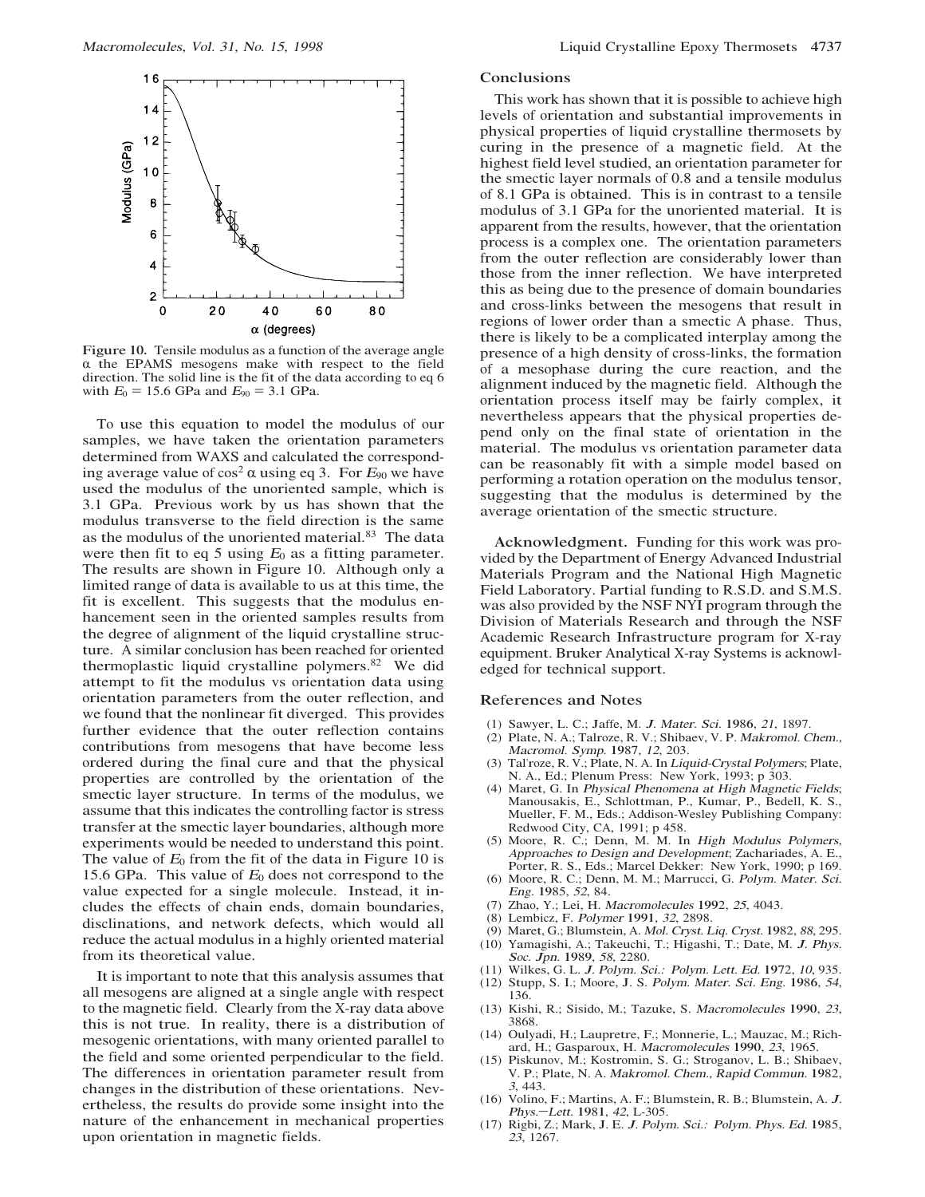16
14
12
10
8
6
4
2
0 20 40 60 80
Modulus (GPa)
α (degrees)

Figure 10. Tensile modulus as a function of the average angle α the EPAMS mesogens make with respect to the field direction. The solid line is the fit of the data according to eq 6 with $E_0$ = 15.6 GPa and $E_{90}$ = 3.1 GPa.

To use this equation to model the modulus of our samples, we have taken the orientation parameters determined from WAXS and calculated the corresponding average value of $\cos^2 \alpha$ using eq 3. For $E_{90}$ we have used the modulus of the unoriented sample, which is 3.1 GPa. Previous work by us has shown that the modulus transverse to the field direction is the same as the modulus of the unoriented material.[83] The data were then fit to eq 5 using $E_0$ as a fitting parameter. The results are shown in Figure 10. Although only a limited range of data is available to us at this time, the fit is excellent. This suggests that the modulus enhancement seen in the oriented samples results from the degree of alignment of the liquid crystalline structure. A similar conclusion has been reached for oriented thermoplastic liquid crystalline polymers.[82] We did attempt to fit the modulus vs orientation data using orientation parameters from the outer reflection, and we found that the nonlinear fit diverged. This provides further evidence that the outer reflection contains contributions from mesogens that have become less ordered during the final cure and that the physical properties are controlled by the orientation of the smectic layer structure. In terms of the modulus, we assume that this indicates the controlling factor is stress transfer at the smectic layer boundaries, although more experiments would be needed to understand this point. The value of $E_0$ from the fit of the data in Figure 10 is 15.6 GPa. This value of $E_0$ does not correspond to the value expected for a single molecule. Instead, it includes the effects of chain ends, domain boundaries, disclinations, and network defects, which would all reduce the actual modulus in a highly oriented material from its theoretical value.

It is important to note that this analysis assumes that all mesogens are aligned at a single angle with respect to the magnetic field. Clearly from the X-ray data above this is not true. In reality, there is a distribution of mesogenic orientations, with many oriented parallel to the field and some oriented perpendicular to the field. The differences in orientation parameter result from changes in the distribution of these orientations. Nevertheless, the results do provide some insight into the nature of the enhancement in mechanical properties upon orientation in magnetic fields.

## Conclusions

This work has shown that it is possible to achieve high levels of orientation and substantial improvements in physical properties of liquid crystalline thermosets by curing in the presence of a magnetic field. At the highest field level studied, an orientation parameter for the smectic layer normals of 0.8 and a tensile modulus of 8.1 GPa is obtained. This is in contrast to a tensile modulus of 3.1 GPa for the unoriented material. It is apparent from the results, however, that the orientation process is a complex one. The orientation parameters from the outer reflection are considerably lower than those from the inner reflection. We have interpreted this as being due to the presence of domain boundaries and cross-links between the mesogens that result in regions of lower order than a smectic A phase. Thus, there is likely to be a complicated interplay among the presence of a high density of cross-links, the formation of a mesophase during the cure reaction, and the alignment induced by the magnetic field. Although the orientation process itself may be fairly complex, it nevertheless appears that the physical properties depend only on the final state of orientation in the material. The modulus vs orientation parameter data can be reasonably fit with a simple model based on performing a rotation operation on the modulus tensor, suggesting that the modulus is determined by the average orientation of the smectic structure.

**Acknowledgment.** Funding for this work was provided by the Department of Energy Advanced Industrial Materials Program and the National High Magnetic Field Laboratory. Partial funding to R.S.D. and S.M.S. was also provided by the NSF NYI program through the Division of Materials Research and through the NSF Academic Research Infrastructure program for X-ray equipment. Bruker Analytical X-ray Systems is acknowledged for technical support.

## References and Notes

(1) Sawyer, L. C.; Jaffe, M. *J. Mater. Sci.* **1986**, *21*, 1897.
(2) Plate, N. A.; Talroze, R. V.; Shibaev, V. P. *Makromol. Chem., Macromol. Symp.* **1987**, *12*, 203.
(3) Tal'roze, R. V.; Plate, N. A. In *Liquid-Crystal Polymers*; Plate, N. A., Ed.; Plenum Press: New York, 1993; p 303.
(4) Maret, G. In *Physical Phenomena at High Magnetic Fields*; Manousakis, E., Schlottman, P., Kumar, P., Bedell, K. S., Mueller, F. M., Eds.; Addison-Wesley Publishing Company: Redwood City, CA, 1991; p 458.
(5) Moore, R. C.; Denn, M. M. In *High Modulus Polymers, Approaches to Design and Development*; Zachariades, A. E., Porter, R. S., Eds.; Marcel Dekker: New York, 1990; p 169.
(6) Moore, R. C.; Denn, M. M.; Marrucci, G. *Polym. Mater. Sci. Eng.* **1985**, *52*, 84.
(7) Zhao, Y.; Lei, H. *Macromolecules* **1992**, *25*, 4043.
(8) Lembicz, F. *Polymer* **1991**, *32*, 2898.
(9) Maret, G.; Blumstein, A. *Mol. Cryst. Liq. Cryst.* **1982**, *88*, 295.
(10) Yamagishi, A.; Takeuchi, T.; Higashi, T.; Date, M. *J. Phys. Soc. Jpn.* **1989**, *58*, 2280.
(11) Wilkes, G. L. *J. Polym. Sci.: Polym. Lett. Ed.* **1972**, *10*, 935.
(12) Stupp, S. I.; Moore, J. S. *Polym. Mater. Sci. Eng.* **1986**, *54*, 136.
(13) Kishi, R.; Sisido, M.; Tazuke, S. *Macromolecules* **1990**, *23*, 3868.
(14) Oulyadi, H.; Laupretre, F.; Monnerie, L.; Mauzac, M.; Richard, H.; Gasparoux, H. *Macromolecules* **1990**, *23*, 1965.
(15) Piskunov, M.; Kostromin, S. G.; Stroganov, L. B.; Shibaev, V. P.; Plate, N. A. *Makromol. Chem., Rapid Commun.* **1982**, *3*, 443.
(16) Volino, F.; Martins, A. F.; Blumstein, R. B.; Blumstein, A. *J. Phys.–Lett.* **1981**, *42*, L-305.
(17) Rigbi, Z.; Mark, J. E. *J. Polym. Sci.: Polym. Phys. Ed.* **1985**, *23*, 1267.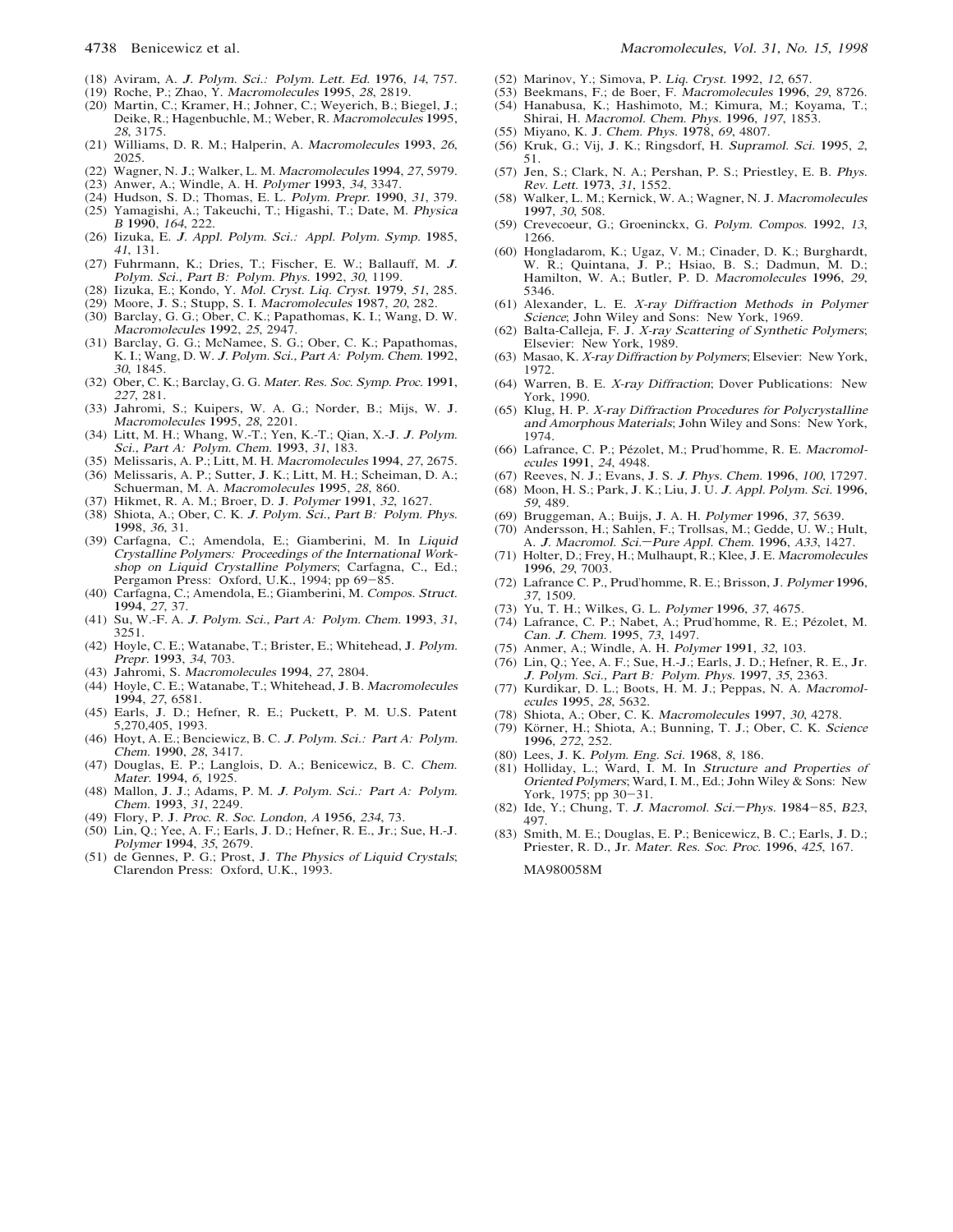(18) Aviram, A. *J. Polym. Sci.: Polym. Lett. Ed.* **1976**, *14*, 757.
(19) Roche, P.; Zhao, Y. *Macromolecules* **1995**, *28*, 2819.
(20) Martin, C.; Kramer, H.; Johner, C.; Weyerich, B.; Biegel, J.; Deike, R.; Hagenbuchle, M.; Weber, R. *Macromolecules* **1995**, *28*, 3175.
(21) Williams, D. R. M.; Halperin, A. *Macromolecules* **1993**, *26*, 2025.
(22) Wagner, N. J.; Walker, L. M. *Macromolecules* **1994**, *27*, 5979.
(23) Anwer, A.; Windle, A. H. *Polymer* **1993**, *34*, 3347.
(24) Hudson, S. D.; Thomas, E. L. *Polym. Prepr.* **1990**, *31*, 379.
(25) Yamagishi, A.; Takeuchi, T.; Higashi, T.; Date, M. *Physica B* **1990**, *164*, 222.
(26) Iizuka, E. *J. Appl. Polym. Sci.: Appl. Polym. Symp.* **1985**, *41*, 131.
(27) Fuhrmann, K.; Dries, T.; Fischer, E. W.; Ballauff, M. *J. Polym. Sci., Part B: Polym. Phys.* **1992**, *30*, 1199.
(28) Iizuka, E.; Kondo, Y. *Mol. Cryst. Liq. Cryst.* **1979**, *51*, 285.
(29) Moore, J. S.; Stupp, S. I. *Macromolecules* **1987**, *20*, 282.
(30) Barclay, G. G.; Ober, C. K.; Papathomas, K. I.; Wang, D. W. *Macromolecules* **1992**, *25*, 2947.
(31) Barclay, G. G.; McNamee, S. G.; Ober, C. K.; Papathomas, K. I.; Wang, D. W. *J. Polym. Sci., Part A: Polym. Chem.* **1992**, *30*, 1845.
(32) Ober, C. K.; Barclay, G. G. *Mater. Res. Soc. Symp. Proc.* **1991**, *227*, 281.
(33) Jahromi, S.; Kuipers, W. A. G.; Norder, B.; Mijs, W. J. *Macromolecules* **1995**, *28*, 2201.
(34) Litt, M. H.; Whang, W.-T.; Yen, K.-T.; Qian, X.-J. *J. Polym. Sci., Part A: Polym. Chem.* **1993**, *31*, 183.
(35) Melissaris, A. P.; Litt, M. H. *Macromolecules* **1994**, *27*, 2675.
(36) Melissaris, A. P.; Sutter, J. K.; Litt, M. H.; Scheiman, D. A.; Schuerman, M. A. *Macromolecules* **1995**, *28*, 860.
(37) Hikmet, R. A. M.; Broer, D. J. *Polymer* **1991**, *32*, 1627.
(38) Shiota, A.; Ober, C. K. *J. Polym. Sci., Part B: Polym. Phys.* **1998**, *36*, 31.
(39) Carfagna, C.; Amendola, E.; Giamberini, M. In *Liquid Crystalline Polymers: Proceedings of the International Workshop on Liquid Crystalline Polymers*; Carfagna, C., Ed.; Pergamon Press: Oxford, U.K., 1994; pp 69–85.
(40) Carfagna, C.; Amendola, E.; Giamberini, M. *Compos. Struct.* **1994**, *27*, 37.
(41) Su, W.-F. A. *J. Polym. Sci., Part A: Polym. Chem.* **1993**, *31*, 3251.
(42) Hoyle, C. E.; Watanabe, T.; Brister, E.; Whitehead, J. *Polym. Prepr.* **1993**, *34*, 703.
(43) Jahromi, S. *Macromolecules* **1994**, *27*, 2804.
(44) Hoyle, C. E.; Watanabe, T.; Whitehead, J. B. *Macromolecules* **1994**, *27*, 6581.
(45) Earls, J. D.; Hefner, R. E.; Puckett, P. M. U.S. Patent 5,270,405, 1993.
(46) Hoyt, A. E.; Benciewicz, B. C. *J. Polym. Sci.: Part A: Polym. Chem.* **1990**, *28*, 3417.
(47) Douglas, E. P.; Langlois, D. A.; Benicewicz, B. C. *Chem. Mater.* **1994**, *6*, 1925.
(48) Mallon, J. J.; Adams, P. M. *J. Polym. Sci.: Part A: Polym. Chem.* **1993**, *31*, 2249.
(49) Flory, P. J. *Proc. R. Soc. London, A* **1956**, *234*, 73.
(50) Lin, Q.; Yee, A. F.; Earls, J. D.; Hefner, R. E., Jr.; Sue, H.-J. *Polymer* **1994**, *35*, 2679.
(51) de Gennes, P. G.; Prost, J. *The Physics of Liquid Crystals*; Clarendon Press: Oxford, U.K., 1993.
(52) Marinov, Y.; Simova, P. *Liq. Cryst.* **1992**, *12*, 657.
(53) Beekmans, F.; de Boer, F. *Macromolecules* **1996**, *29*, 8726.
(54) Hanabusa, K.; Hashimoto, M.; Kimura, M.; Koyama, T.; Shirai, H. *Macromol. Chem. Phys.* **1996**, *197*, 1853.
(55) Miyano, K. *J. Chem. Phys.* **1978**, *69*, 4807.
(56) Kruk, G.; Vij, J. K.; Ringsdorf, H. *Supramol. Sci.* **1995**, *2*, 51.
(57) Jen, S.; Clark, N. A.; Pershan, P. S.; Priestley, E. B. *Phys. Rev. Lett.* **1973**, *31*, 1552.
(58) Walker, L. M.; Kernick, W. A.; Wagner, N. J. *Macromolecules* **1997**, *30*, 508.
(59) Crevecoeur, G.; Groeninckx, G. *Polym. Compos.* **1992**, *13*, 1266.
(60) Hongladarom, K.; Ugaz, V. M.; Cinader, D. K.; Burghardt, W. R.; Quintana, J. P.; Hsiao, B. S.; Dadmun, M. D.; Hamilton, W. A.; Butler, P. D. *Macromolecules* **1996**, *29*, 5346.
(61) Alexander, L. E. *X-ray Diffraction Methods in Polymer Science*; John Wiley and Sons: New York, 1969.
(62) Balta-Calleja, F. J. *X-ray Scattering of Synthetic Polymers*; Elsevier: New York, 1989.
(63) Masao, K. *X-ray Diffraction by Polymers*; Elsevier: New York, 1972.
(64) Warren, B. E. *X-ray Diffraction*; Dover Publications: New York, 1990.
(65) Klug, H. P. *X-ray Diffraction Procedures for Polycrystalline and Amorphous Materials*; John Wiley and Sons: New York, 1974.
(66) Lafrance, C. P.; Pézolet, M.; Prud'homme, R. E. *Macromolecules* **1991**, *24*, 4948.
(67) Reeves, N. J.; Evans, J. S. *J. Phys. Chem.* **1996**, *100*, 17297.
(68) Moon, H. S.; Park, J. K.; Liu, J. U. *J. Appl. Polym. Sci.* **1996**, *59*, 489.
(69) Bruggeman, A.; Buijs, J. A. H. *Polymer* **1996**, *37*, 5639.
(70) Andersson, H.; Sahlen, F.; Trollsas, M.; Gedde, U. W.; Hult, A. *J. Macromol. Sci.—Pure Appl. Chem.* **1996**, *A33*, 1427.
(71) Holter, D.; Frey, H.; Mulhaupt, R.; Klee, J. E. *Macromolecules* **1996**, *29*, 7003.
(72) Lafrance C. P., Prud'homme, R. E.; Brisson, J. *Polymer* **1996**, *37*, 1509.
(73) Yu, T. H.; Wilkes, G. L. *Polymer* **1996**, *37*, 4675.
(74) Lafrance, C. P.; Nabet, A.; Prud'homme, R. E.; Pézolet, M. *Can. J. Chem.* **1995**, *73*, 1497.
(75) Anmer, A.; Windle, A. H. *Polymer* **1991**, *32*, 103.
(76) Lin, Q.; Yee, A. F.; Sue, H.-J.; Earls, J. D.; Hefner, R. E., Jr. *J. Polym. Sci., Part B: Polym. Phys.* **1997**, *35*, 2363.
(77) Kurdikar, D. L.; Boots, H. M. J.; Peppas, N. A. *Macromolecules* **1995**, *28*, 5632.
(78) Shiota, A.; Ober, C. K. *Macromolecules* **1997**, *30*, 4278.
(79) Körner, H.; Shiota, A.; Bunning, T. J.; Ober, C. K. *Science* **1996**, *272*, 252.
(80) Lees, J. K. *Polym. Eng. Sci.* **1968**, *8*, 186.
(81) Holliday, L.; Ward, I. M. In *Structure and Properties of Oriented Polymers*; Ward, I. M., Ed.; John Wiley & Sons: New York, 1975; pp 30–31.
(82) Ide, Y.; Chung, T. *J. Macromol. Sci.—Phys.* **1984–85**, *B23*, 497.
(83) Smith, M. E.; Douglas, E. P.; Benicewicz, B. C.; Earls, J. D.; Priester, R. D., Jr. *Mater. Res. Soc. Proc.* **1996**, *425*, 167.

MA980058M